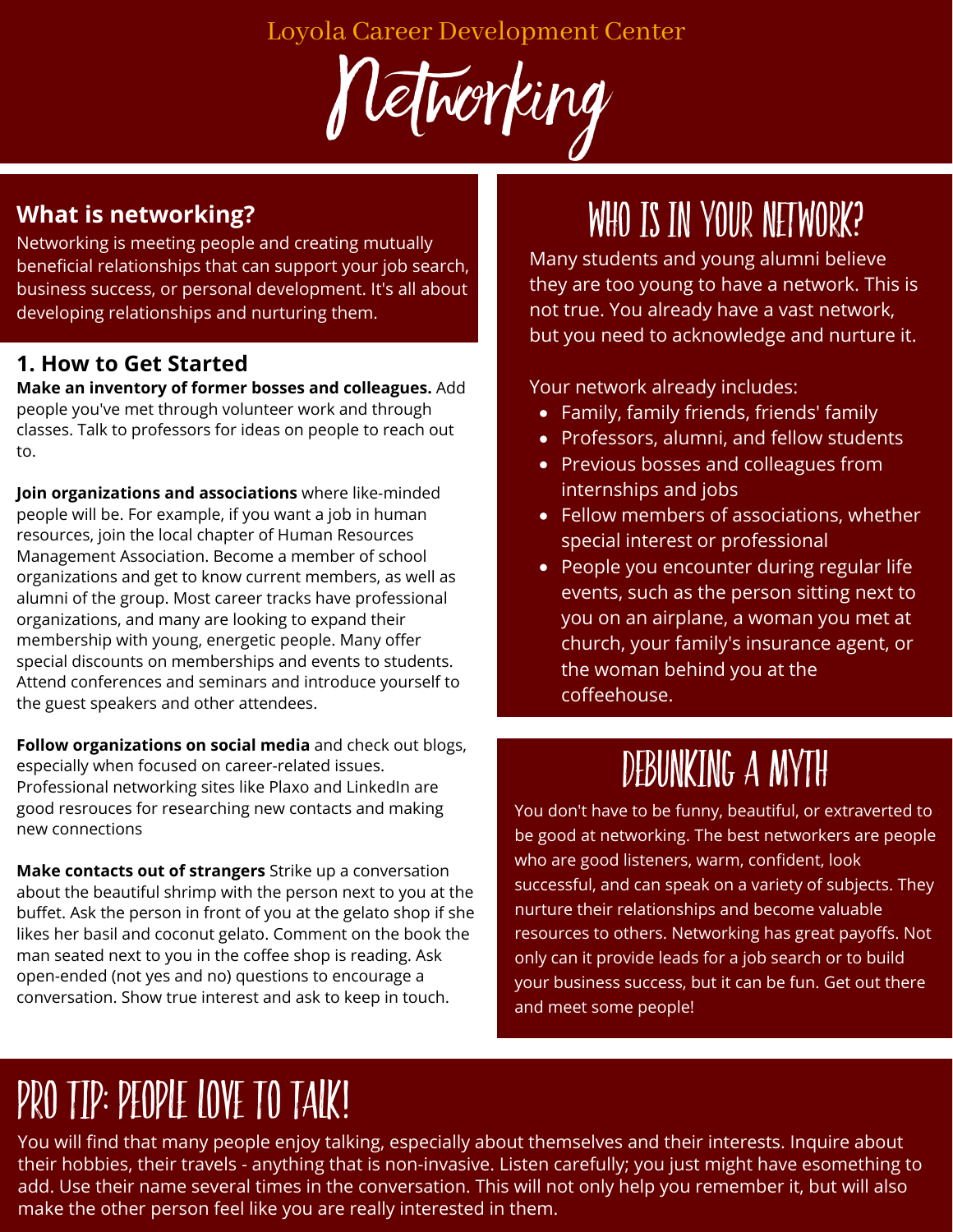Loyola Career Development Center

# Networking

## What is networking?

Networking is meeting people and creating mutually beneficial relationships that can support your job search, business success, or personal development. It's all about developing relationships and nurturing them.

## 1. How to Get Started

**Make an inventory of former bosses and colleagues.** Add people you've met through volunteer work and through classes. Talk to professors for ideas on people to reach out to.

**Join organizations and associations** where like-minded people will be. For example, if you want a job in human resources, join the local chapter of Human Resources Management Association. Become a member of school organizations and get to know current members, as well as alumni of the group. Most career tracks have professional organizations, and many are looking to expand their membership with young, energetic people. Many offer special discounts on memberships and events to students. Attend conferences and seminars and introduce yourself to the guest speakers and other attendees.

**Follow organizations on social media** and check out blogs, especially when focused on career-related issues. Professional networking sites like Plaxo and LinkedIn are good resrouces for researching new contacts and making new connections

**Make contacts out of strangers** Strike up a conversation about the beautiful shrimp with the person next to you at the buffet. Ask the person in front of you at the gelato shop if she likes her basil and coconut gelato. Comment on the book the man seated next to you in the coffee shop is reading. Ask open-ended (not yes and no) questions to encourage a conversation. Show true interest and ask to keep in touch.

## Who is in your network?

Many students and young alumni believe they are too young to have a network. This is not true. You already have a vast network, but you need to acknowledge and nurture it.

Your network already includes:

- Family, family friends, friends' family
- Professors, alumni, and fellow students
- Previous bosses and colleagues from internships and jobs
- Fellow members of associations, whether special interest or professional
- People you encounter during regular life events, such as the person sitting next to you on an airplane, a woman you met at church, your family's insurance agent, or the woman behind you at the coffeehouse.

## Debunking a Myth

You don't have to be funny, beautiful, or extraverted to be good at networking. The best networkers are people who are good listeners, warm, confident, look successful, and can speak on a variety of subjects. They nurture their relationships and become valuable resources to others. Networking has great payoffs. Not only can it provide leads for a job search or to build your business success, but it can be fun. Get out there and meet some people!

## Pro Tip: People love to talk!

You will find that many people enjoy talking, especially about themselves and their interests. Inquire about their hobbies, their travels - anything that is non-invasive. Listen carefully; you just might have esomething to add. Use their name several times in the conversation. This will not only help you remember it, but will also make the other person feel like you are really interested in them.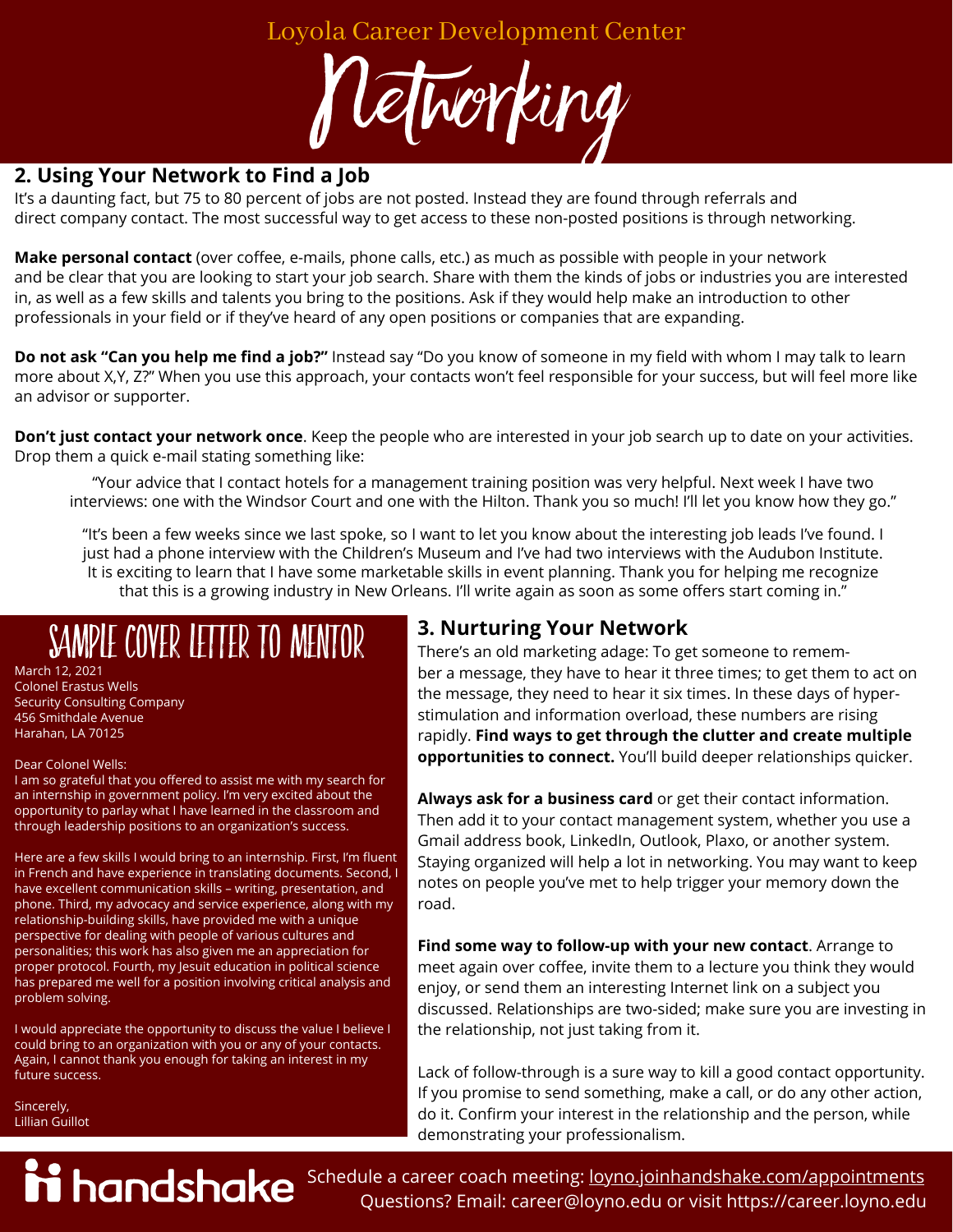Loyola Career Development Center

# Networking

## 2. Using Your Network to Find a Job

It's a daunting fact, but 75 to 80 percent of jobs are not posted. Instead they are found through referrals and direct company contact. The most successful way to get access to these non-posted positions is through networking.

**Make personal contact** (over coffee, e-mails, phone calls, etc.) as much as possible with people in your network and be clear that you are looking to start your job search. Share with them the kinds of jobs or industries you are interested in, as well as a few skills and talents you bring to the positions. Ask if they would help make an introduction to other professionals in your field or if they've heard of any open positions or companies that are expanding.

**Do not ask "Can you help me find a job?"** Instead say "Do you know of someone in my field with whom I may talk to learn more about X,Y, Z?" When you use this approach, your contacts won't feel responsible for your success, but will feel more like an advisor or supporter.

**Don't just contact your network once**. Keep the people who are interested in your job search up to date on your activities. Drop them a quick e-mail stating something like:

> "Your advice that I contact hotels for a management training position was very helpful. Next week I have two interviews: one with the Windsor Court and one with the Hilton. Thank you so much! I'll let you know how they go."

> "It's been a few weeks since we last spoke, so I want to let you know about the interesting job leads I've found. I just had a phone interview with the Children's Museum and I've had two interviews with the Audubon Institute. It is exciting to learn that I have some marketable skills in event planning. Thank you for helping me recognize that this is a growing industry in New Orleans. I'll write again as soon as some offers start coming in."

## Sample Cover Letter to Mentor

March 12, 2021
Colonel Erastus Wells
Security Consulting Company
456 Smithdale Avenue
Harahan, LA 70125

Dear Colonel Wells:

I am so grateful that you offered to assist me with my search for an internship in government policy. I'm very excited about the opportunity to parlay what I have learned in the classroom and through leadership positions to an organization's success.

Here are a few skills I would bring to an internship. First, I'm fluent in French and have experience in translating documents. Second, I have excellent communication skills – writing, presentation, and phone. Third, my advocacy and service experience, along with my relationship-building skills, have provided me with a unique perspective for dealing with people of various cultures and personalities; this work has also given me an appreciation for proper protocol. Fourth, my Jesuit education in political science has prepared me well for a position involving critical analysis and problem solving.

I would appreciate the opportunity to discuss the value I believe I could bring to an organization with you or any of your contacts. Again, I cannot thank you enough for taking an interest in my future success.

Sincerely,
Lillian Guillot

## 3. Nurturing Your Network

There's an old marketing adage: To get someone to remember a message, they have to hear it three times; to get them to act on the message, they need to hear it six times. In these days of hyper-stimulation and information overload, these numbers are rising rapidly. **Find ways to get through the clutter and create multiple opportunities to connect.** You'll build deeper relationships quicker.

**Always ask for a business card** or get their contact information. Then add it to your contact management system, whether you use a Gmail address book, LinkedIn, Outlook, Plaxo, or another system. Staying organized will help a lot in networking. You may want to keep notes on people you've met to help trigger your memory down the road.

**Find some way to follow-up with your new contact**. Arrange to meet again over coffee, invite them to a lecture you think they would enjoy, or send them an interesting Internet link on a subject you discussed. Relationships are two-sided; make sure you are investing in the relationship, not just taking from it.

Lack of follow-through is a sure way to kill a good contact opportunity. If you promise to send something, make a call, or do any other action, do it. Confirm your interest in the relationship and the person, while demonstrating your professionalism.

handshake

Schedule a career coach meeting: loyno.joinhandshake.com/appointments
Questions? Email: career@loyno.edu or visit https://career.loyno.edu